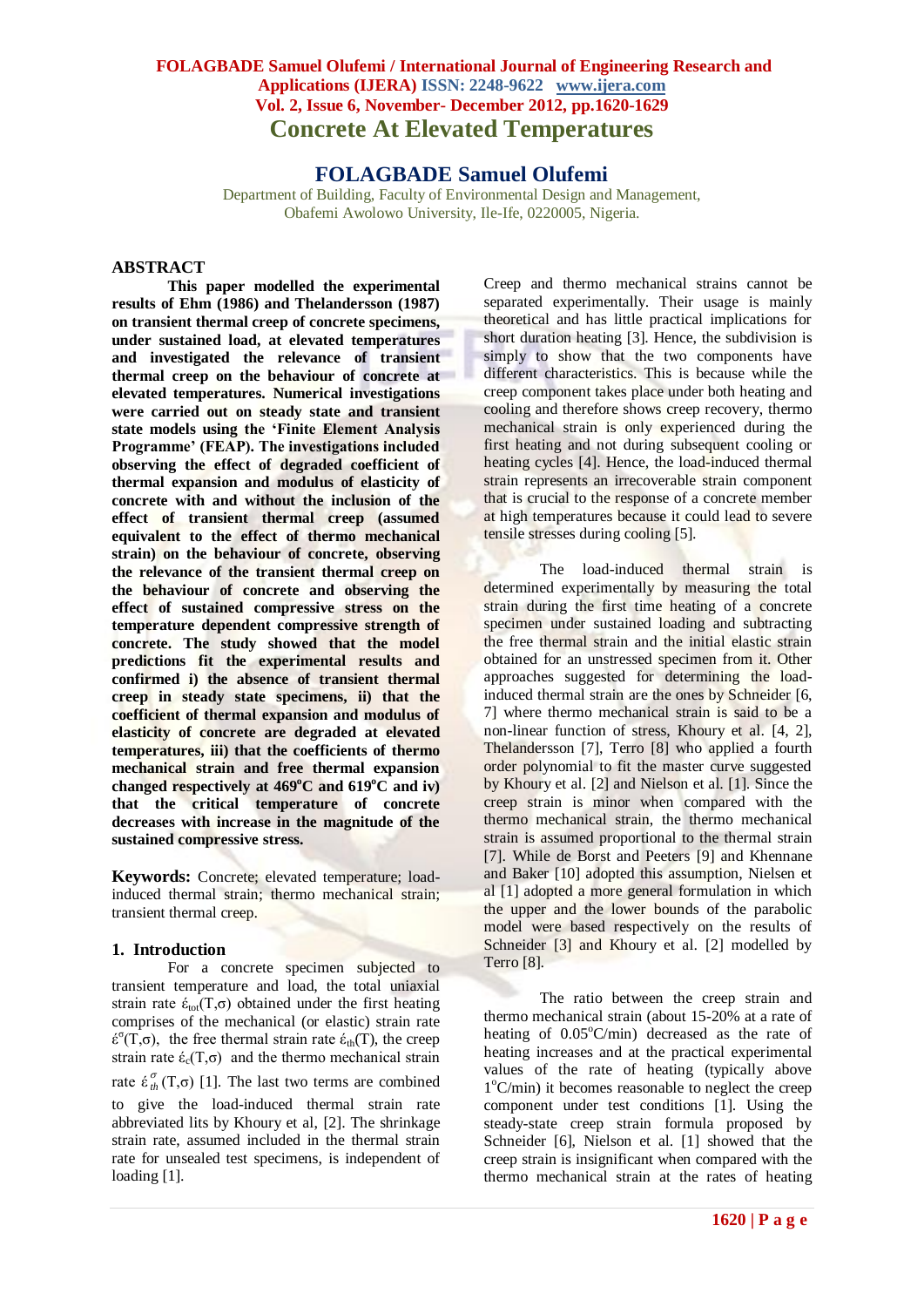# Concrete At Elevated Temperatures

## FOLAGBADE Samuel Olufemi

Department of Building, Faculty of Environmental Design and Management, Obafemi Awolowo University, Ile-Ife, 0220005, Nigeria.

## ABSTRACT

**This paper modelled the experimental results of Ehm (1986) and Thelandersson (1987) on transient thermal creep of concrete specimens, under sustained load, at elevated temperatures and investigated the relevance of transient thermal creep on the behaviour of concrete at elevated temperatures. Numerical investigations were carried out on steady state and transient state models using the 'Finite Element Analysis Programme' (FEAP). The investigations included observing the effect of degraded coefficient of thermal expansion and modulus of elasticity of concrete with and without the inclusion of the effect of transient thermal creep (assumed equivalent to the effect of thermo mechanical strain) on the behaviour of concrete, observing the relevance of the transient thermal creep on the behaviour of concrete and observing the effect of sustained compressive stress on the temperature dependent compressive strength of concrete. The study showed that the model predictions fit the experimental results and confirmed i) the absence of transient thermal creep in steady state specimens, ii) that the coefficient of thermal expansion and modulus of elasticity of concrete are degraded at elevated temperatures, iii) that the coefficients of thermo mechanical strain and free thermal expansion changed respectively at 469°C and 619°C and iv) that the critical temperature of concrete decreases with increase in the magnitude of the sustained compressive stress.**

**Keywords:** Concrete; elevated temperature; load-induced thermal strain; thermo mechanical strain; transient thermal creep.

## 1. Introduction

For a concrete specimen subjected to transient temperature and load, the total uniaxial strain rate $\acute{\varepsilon}_{tot}(T,\sigma)$ obtained under the first heating comprises of the mechanical (or elastic) strain rate $\acute{\varepsilon}^{\sigma}(T,\sigma)$, the free thermal strain rate $\acute{\varepsilon}_{th}(T)$, the creep strain rate $\acute{\varepsilon}_{c}(T,\sigma)$ and the thermo mechanical strain rate $\acute{\varepsilon}^{\sigma}_{th}(T,\sigma)$ [1]. The last two terms are combined to give the load-induced thermal strain rate abbreviated lits by Khoury et al, [2]. The shrinkage strain rate, assumed included in the thermal strain rate for unsealed test specimens, is independent of loading [1].

Creep and thermo mechanical strains cannot be separated experimentally. Their usage is mainly theoretical and has little practical implications for short duration heating [3]. Hence, the subdivision is simply to show that the two components have different characteristics. This is because while the creep component takes place under both heating and cooling and therefore shows creep recovery, thermo mechanical strain is only experienced during the first heating and not during subsequent cooling or heating cycles [4]. Hence, the load-induced thermal strain represents an irrecoverable strain component that is crucial to the response of a concrete member at high temperatures because it could lead to severe tensile stresses during cooling [5].

The load-induced thermal strain is determined experimentally by measuring the total strain during the first time heating of a concrete specimen under sustained loading and subtracting the free thermal strain and the initial elastic strain obtained for an unstressed specimen from it. Other approaches suggested for determining the load-induced thermal strain are the ones by Schneider [6, 7] where thermo mechanical strain is said to be a non-linear function of stress, Khoury et al. [4, 2], Thelandersson [7], Terro [8] who applied a fourth order polynomial to fit the master curve suggested by Khoury et al. [2] and Nielson et al. [1]. Since the creep strain is minor when compared with the thermo mechanical strain, the thermo mechanical strain is assumed proportional to the thermal strain [7]. While de Borst and Peeters [9] and Khennane and Baker [10] adopted this assumption, Nielsen et al [1] adopted a more general formulation in which the upper and the lower bounds of the parabolic model were based respectively on the results of Schneider [3] and Khoury et al. [2] modelled by Terro [8].

The ratio between the creep strain and thermo mechanical strain (about 15-20% at a rate of heating of 0.05°C/min) decreased as the rate of heating increases and at the practical experimental values of the rate of heating (typically above 1°C/min) it becomes reasonable to neglect the creep component under test conditions [1]. Using the steady-state creep strain formula proposed by Schneider [6], Nielson et al. [1] showed that the creep strain is insignificant when compared with the thermo mechanical strain at the rates of heating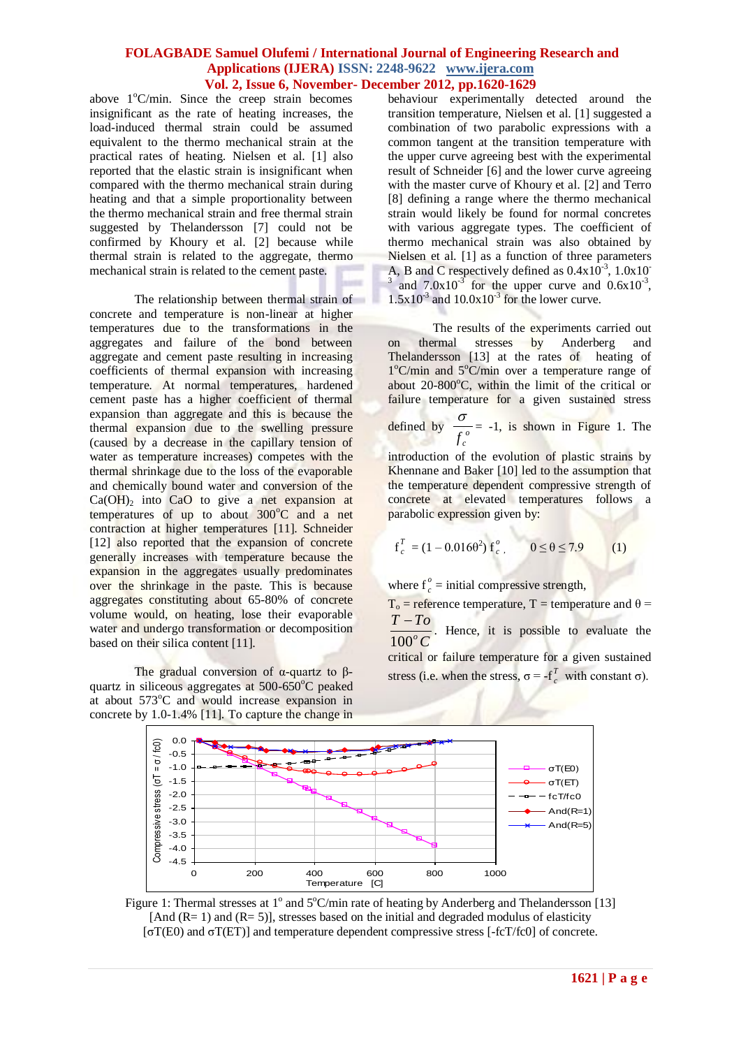above 1°C/min. Since the creep strain becomes insignificant as the rate of heating increases, the load-induced thermal strain could be assumed equivalent to the thermo mechanical strain at the practical rates of heating. Nielsen et al. [1] also reported that the elastic strain is insignificant when compared with the thermo mechanical strain during heating and that a simple proportionality between the thermo mechanical strain and free thermal strain suggested by Thelandersson [7] could not be confirmed by Khoury et al. [2] because while thermal strain is related to the aggregate, thermo mechanical strain is related to the cement paste.

The relationship between thermal strain of concrete and temperature is non-linear at higher temperatures due to the transformations in the aggregates and failure of the bond between aggregate and cement paste resulting in increasing coefficients of thermal expansion with increasing temperature. At normal temperatures, hardened cement paste has a higher coefficient of thermal expansion than aggregate and this is because the thermal expansion due to the swelling pressure (caused by a decrease in the capillary tension of water as temperature increases) competes with the thermal shrinkage due to the loss of the evaporable and chemically bound water and conversion of the $Ca(OH)_2$ into CaO to give a net expansion at temperatures of up to about 300°C and a net contraction at higher temperatures [11]. Schneider [12] also reported that the expansion of concrete generally increases with temperature because the expansion in the aggregates usually predominates over the shrinkage in the paste. This is because aggregates constituting about 65-80% of concrete volume would, on heating, lose their evaporable water and undergo transformation or decomposition based on their silica content [11].

The gradual conversion of α-quartz to β-quartz in siliceous aggregates at 500-650°C peaked at about 573°C and would increase expansion in concrete by 1.0-1.4% [11]. To capture the change in behaviour experimentally detected around the transition temperature, Nielsen et al. [1] suggested a combination of two parabolic expressions with a common tangent at the transition temperature with the upper curve agreeing best with the experimental result of Schneider [6] and the lower curve agreeing with the master curve of Khoury et al. [2] and Terro [8] defining a range where the thermo mechanical strain would likely be found for normal concretes with various aggregate types. The coefficient of thermo mechanical strain was also obtained by Nielsen et al. [1] as a function of three parameters A, B and C respectively defined as $0.4\text{x}10^{-3}$, $1.0\text{x}10^{-3}$ and $7.0\text{x}10^{-3}$ for the upper curve and $0.6\text{x}10^{-3}$, $1.5\text{x}10^{-3}$ and $10.0\text{x}10^{-3}$ for the lower curve.

The results of the experiments carried out on thermal stresses by Anderberg and Thelandersson [13] at the rates of heating of 1°C/min and 5°C/min over a temperature range of about 20-800°C, within the limit of the critical or failure temperature for a given sustained stress defined by $\frac{\sigma}{f_c^o}$ = -1, is shown in Figure 1. The introduction of the evolution of plastic strains by Khennane and Baker [10] led to the assumption that the temperature dependent compressive strength of concrete at elevated temperatures follows a parabolic expression given by:

$$f_c^T = (1 - 0.016\theta^2)\, f_c^o, \qquad 0 \le \theta \le 7.9 \qquad (1)$$

where $f_c^o$ = initial compressive strength, $T_o$ = reference temperature, T = temperature and $\theta = \frac{T - To}{100^o C}$. Hence, it is possible to evaluate the critical or failure temperature for a given sustained stress (i.e. when the stress, $\sigma = -f_c^T$ with constant σ).

Figure 1: Thermal stresses at 1° and 5°C/min rate of heating by Anderberg and Thelandersson [13] [And (R= 1) and (R= 5)], stresses based on the initial and degraded modulus of elasticity [σT(E0) and σT(ET)] and temperature dependent compressive stress [-fcT/fc0] of concrete.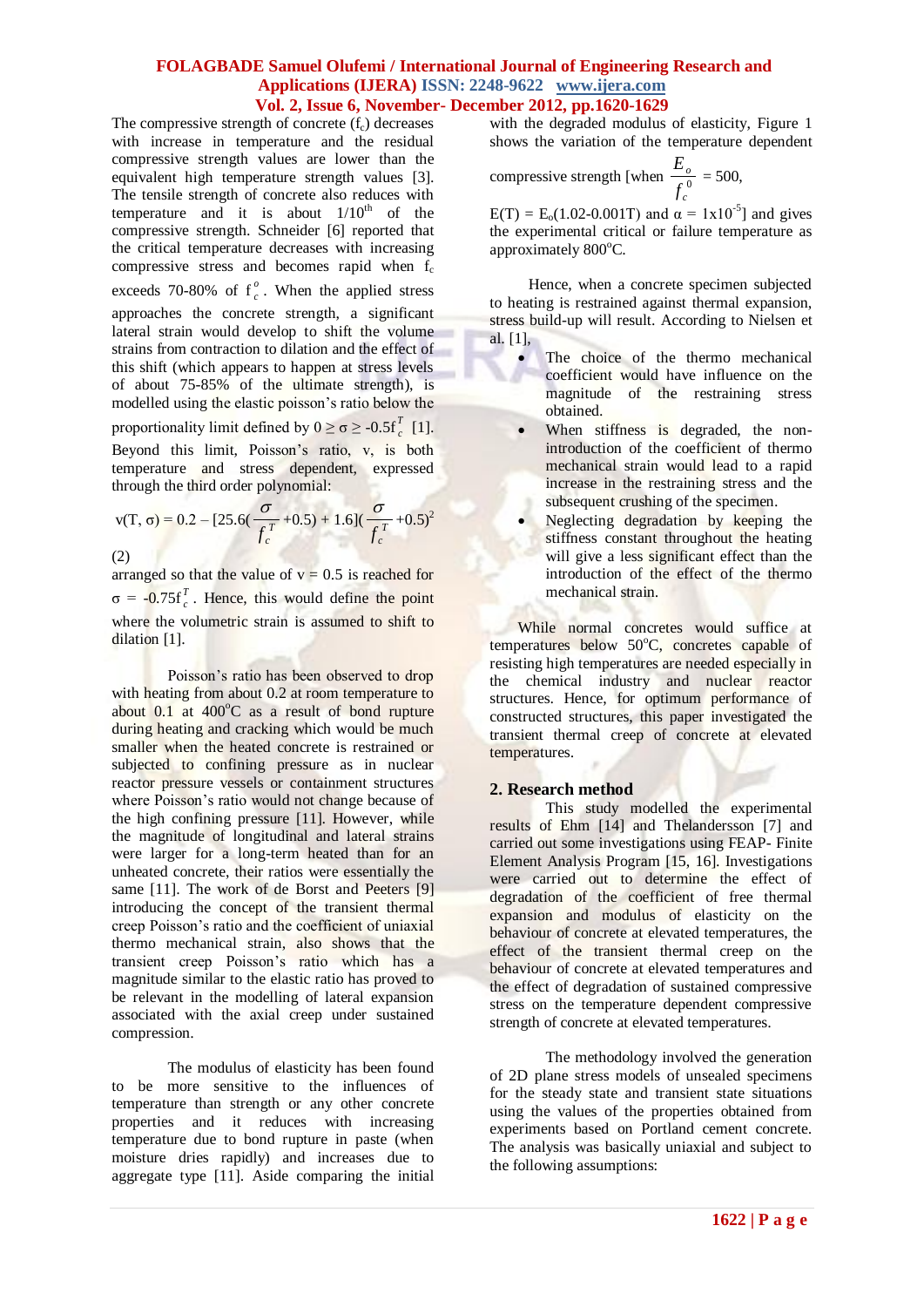The compressive strength of concrete ($f_c$) decreases with increase in temperature and the residual compressive strength values are lower than the equivalent high temperature strength values [3]. The tensile strength of concrete also reduces with temperature and it is about $1/10^{th}$ of the compressive strength. Schneider [6] reported that the critical temperature decreases with increasing compressive stress and becomes rapid when $f_c$ exceeds 70-80% of $f_c^o$. When the applied stress approaches the concrete strength, a significant lateral strain would develop to shift the volume strains from contraction to dilation and the effect of this shift (which appears to happen at stress levels of about 75-85% of the ultimate strength), is modelled using the elastic poisson's ratio below the proportionality limit defined by $0 \geq \sigma \geq -0.5f_c^T$ [1]. Beyond this limit, Poisson's ratio, v, is both temperature and stress dependent, expressed through the third order polynomial:

$$v(T, \sigma) = 0.2 - [25.6(\frac{\sigma}{f_c^T} + 0.5) + 1.6](\frac{\sigma}{f_c^T} + 0.5)^2 \quad (2)$$

arranged so that the value of v = 0.5 is reached for $\sigma = -0.75f_c^T$. Hence, this would define the point where the volumetric strain is assumed to shift to dilation [1].

Poisson's ratio has been observed to drop with heating from about 0.2 at room temperature to about 0.1 at $400^oC$ as a result of bond rupture during heating and cracking which would be much smaller when the heated concrete is restrained or subjected to confining pressure as in nuclear reactor pressure vessels or containment structures where Poisson's ratio would not change because of the high confining pressure [11]. However, while the magnitude of longitudinal and lateral strains were larger for a long-term heated than for an unheated concrete, their ratios were essentially the same [11]. The work of de Borst and Peeters [9] introducing the concept of the transient thermal creep Poisson's ratio and the coefficient of uniaxial thermo mechanical strain, also shows that the transient creep Poisson's ratio which has a magnitude similar to the elastic ratio has proved to be relevant in the modelling of lateral expansion associated with the axial creep under sustained compression.

The modulus of elasticity has been found to be more sensitive to the influences of temperature than strength or any other concrete properties and it reduces with increasing temperature due to bond rupture in paste (when moisture dries rapidly) and increases due to aggregate type [11]. Aside comparing the initial with the degraded modulus of elasticity, Figure 1 shows the variation of the temperature dependent compressive strength [when $\frac{E_o}{f_c^0} = 500$, $E(T) = E_o(1.02\text{-}0.001T)$ and $\alpha = 1\text{x}10^{-5}$] and gives the experimental critical or failure temperature as approximately $800^oC$.

Hence, when a concrete specimen subjected to heating is restrained against thermal expansion, stress build-up will result. According to Nielsen et al. [1],

- The choice of the thermo mechanical coefficient would have influence on the magnitude of the restraining stress obtained.
- When stiffness is degraded, the non-introduction of the coefficient of thermo mechanical strain would lead to a rapid increase in the restraining stress and the subsequent crushing of the specimen.
- Neglecting degradation by keeping the stiffness constant throughout the heating will give a less significant effect than the introduction of the effect of the thermo mechanical strain.

While normal concretes would suffice at temperatures below $50^oC$, concretes capable of resisting high temperatures are needed especially in the chemical industry and nuclear reactor structures. Hence, for optimum performance of constructed structures, this paper investigated the transient thermal creep of concrete at elevated temperatures.

## 2. Research method

This study modelled the experimental results of Ehm [14] and Thelandersson [7] and carried out some investigations using FEAP- Finite Element Analysis Program [15, 16]. Investigations were carried out to determine the effect of degradation of the coefficient of free thermal expansion and modulus of elasticity on the behaviour of concrete at elevated temperatures, the effect of the transient thermal creep on the behaviour of concrete at elevated temperatures and the effect of degradation of sustained compressive stress on the temperature dependent compressive strength of concrete at elevated temperatures.

The methodology involved the generation of 2D plane stress models of unsealed specimens for the steady state and transient state situations using the values of the properties obtained from experiments based on Portland cement concrete. The analysis was basically uniaxial and subject to the following assumptions: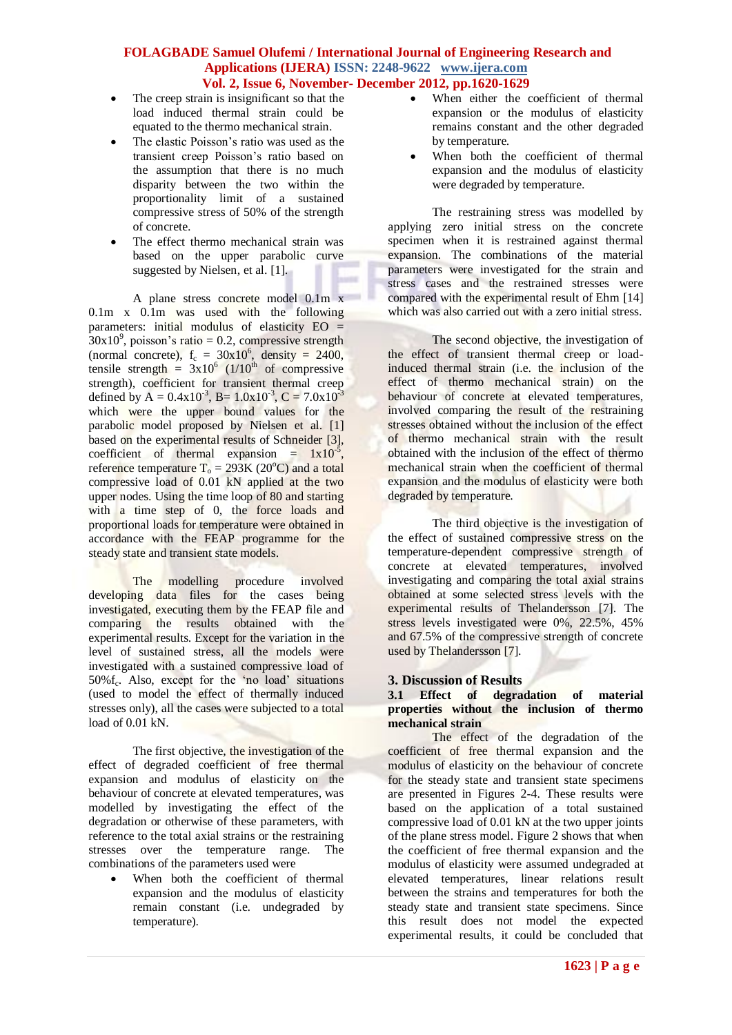- The creep strain is insignificant so that the load induced thermal strain could be equated to the thermo mechanical strain.
- The elastic Poisson's ratio was used as the transient creep Poisson's ratio based on the assumption that there is no much disparity between the two within the proportionality limit of a sustained compressive stress of 50% of the strength of concrete.
- The effect thermo mechanical strain was based on the upper parabolic curve suggested by Nielsen, et al. [1].

A plane stress concrete model 0.1m x 0.1m x 0.1m was used with the following parameters: initial modulus of elasticity EO = $30x10^6$, poisson's ratio = 0.2, compressive strength (normal concrete), $f_c$ = $30x10^6$, density = 2400, tensile strength = $3x10^6$ (1/10th of compressive strength), coefficient for transient thermal creep defined by A = $0.4x10^{-3}$, B= $1.0x10^{-3}$, C = $7.0x10^{-3}$ which were the upper bound values for the parabolic model proposed by Nielsen et al. [1] based on the experimental results of Schneider [3], coefficient of thermal expansion = $1x10^{-5}$, reference temperature $T_o$ = 293K (20°C) and a total compressive load of 0.01 kN applied at the two upper nodes. Using the time loop of 80 and starting with a time step of 0, the force loads and proportional loads for temperature were obtained in accordance with the FEAP programme for the steady state and transient state models.

The modelling procedure involved developing data files for the cases being investigated, executing them by the FEAP file and comparing the results obtained with the experimental results. Except for the variation in the level of sustained stress, all the models were investigated with a sustained compressive load of $50\%f_c$. Also, except for the 'no load' situations (used to model the effect of thermally induced stresses only), all the cases were subjected to a total load of 0.01 kN.

The first objective, the investigation of the effect of degraded coefficient of free thermal expansion and modulus of elasticity on the behaviour of concrete at elevated temperatures, was modelled by investigating the effect of the degradation or otherwise of these parameters, with reference to the total axial strains or the restraining stresses over the temperature range. The combinations of the parameters used were

- When both the coefficient of thermal expansion and the modulus of elasticity remain constant (i.e. undegraded by temperature).
- When either the coefficient of thermal expansion or the modulus of elasticity remains constant and the other degraded by temperature.
- When both the coefficient of thermal expansion and the modulus of elasticity were degraded by temperature.

The restraining stress was modelled by applying zero initial stress on the concrete specimen when it is restrained against thermal expansion. The combinations of the material parameters were investigated for the strain and stress cases and the restrained stresses were compared with the experimental result of Ehm [14] which was also carried out with a zero initial stress.

The second objective, the investigation of the effect of transient thermal creep or load-induced thermal strain (i.e. the inclusion of the effect of thermo mechanical strain) on the behaviour of concrete at elevated temperatures, involved comparing the result of the restraining stresses obtained without the inclusion of the effect of thermo mechanical strain with the result obtained with the inclusion of the effect of thermo mechanical strain when the coefficient of thermal expansion and the modulus of elasticity were both degraded by temperature.

The third objective is the investigation of the effect of sustained compressive stress on the temperature-dependent compressive strength of concrete at elevated temperatures, involved investigating and comparing the total axial strains obtained at some selected stress levels with the experimental results of Thelandersson [7]. The stress levels investigated were 0%, 22.5%, 45% and 67.5% of the compressive strength of concrete used by Thelandersson [7].

## 3. Discussion of Results

### 3.1 Effect of degradation of material properties without the inclusion of thermo mechanical strain

The effect of the degradation of the coefficient of free thermal expansion and the modulus of elasticity on the behaviour of concrete for the steady state and transient state specimens are presented in Figures 2-4. These results were based on the application of a total sustained compressive load of 0.01 kN at the two upper joints of the plane stress model. Figure 2 shows that when the coefficient of free thermal expansion and the modulus of elasticity were assumed undegraded at elevated temperatures, linear relations result between the strains and temperatures for both the steady state and transient state specimens. Since this result does not model the expected experimental results, it could be concluded that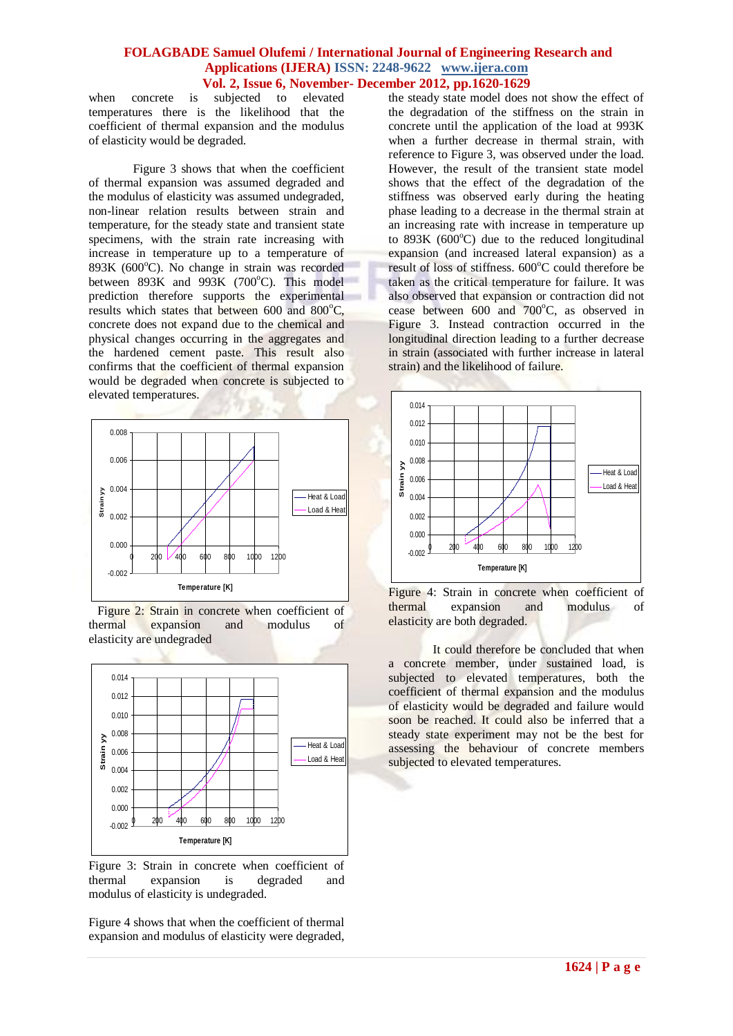when concrete is subjected to elevated temperatures there is the likelihood that the coefficient of thermal expansion and the modulus of elasticity would be degraded.

Figure 3 shows that when the coefficient of thermal expansion was assumed degraded and the modulus of elasticity was assumed undegraded, non-linear relation results between strain and temperature, for the steady state and transient state specimens, with the strain rate increasing with increase in temperature up to a temperature of 893K (600°C). No change in strain was recorded between 893K and 993K (700°C). This model prediction therefore supports the experimental results which states that between 600 and 800°C, concrete does not expand due to the chemical and physical changes occurring in the aggregates and the hardened cement paste. This result also confirms that the coefficient of thermal expansion would be degraded when concrete is subjected to elevated temperatures.

Figure 2: Strain in concrete when coefficient of thermal expansion and modulus of elasticity are undegraded

Figure 3: Strain in concrete when coefficient of thermal expansion is degraded and modulus of elasticity is undegraded.

Figure 4 shows that when the coefficient of thermal expansion and modulus of elasticity were degraded, the steady state model does not show the effect of the degradation of the stiffness on the strain in concrete until the application of the load at 993K when a further decrease in thermal strain, with reference to Figure 3, was observed under the load. However, the result of the transient state model shows that the effect of the degradation of the stiffness was observed early during the heating phase leading to a decrease in the thermal strain at an increasing rate with increase in temperature up to 893K (600°C) due to the reduced longitudinal expansion (and increased lateral expansion) as a result of loss of stiffness. 600°C could therefore be taken as the critical temperature for failure. It was also observed that expansion or contraction did not cease between 600 and 700°C, as observed in Figure 3. Instead contraction occurred in the longitudinal direction leading to a further decrease in strain (associated with further increase in lateral strain) and the likelihood of failure.

Figure 4: Strain in concrete when coefficient of thermal expansion and modulus of elasticity are both degraded.

It could therefore be concluded that when a concrete member, under sustained load, is subjected to elevated temperatures, both the coefficient of thermal expansion and the modulus of elasticity would be degraded and failure would soon be reached. It could also be inferred that a steady state experiment may not be the best for assessing the behaviour of concrete members subjected to elevated temperatures.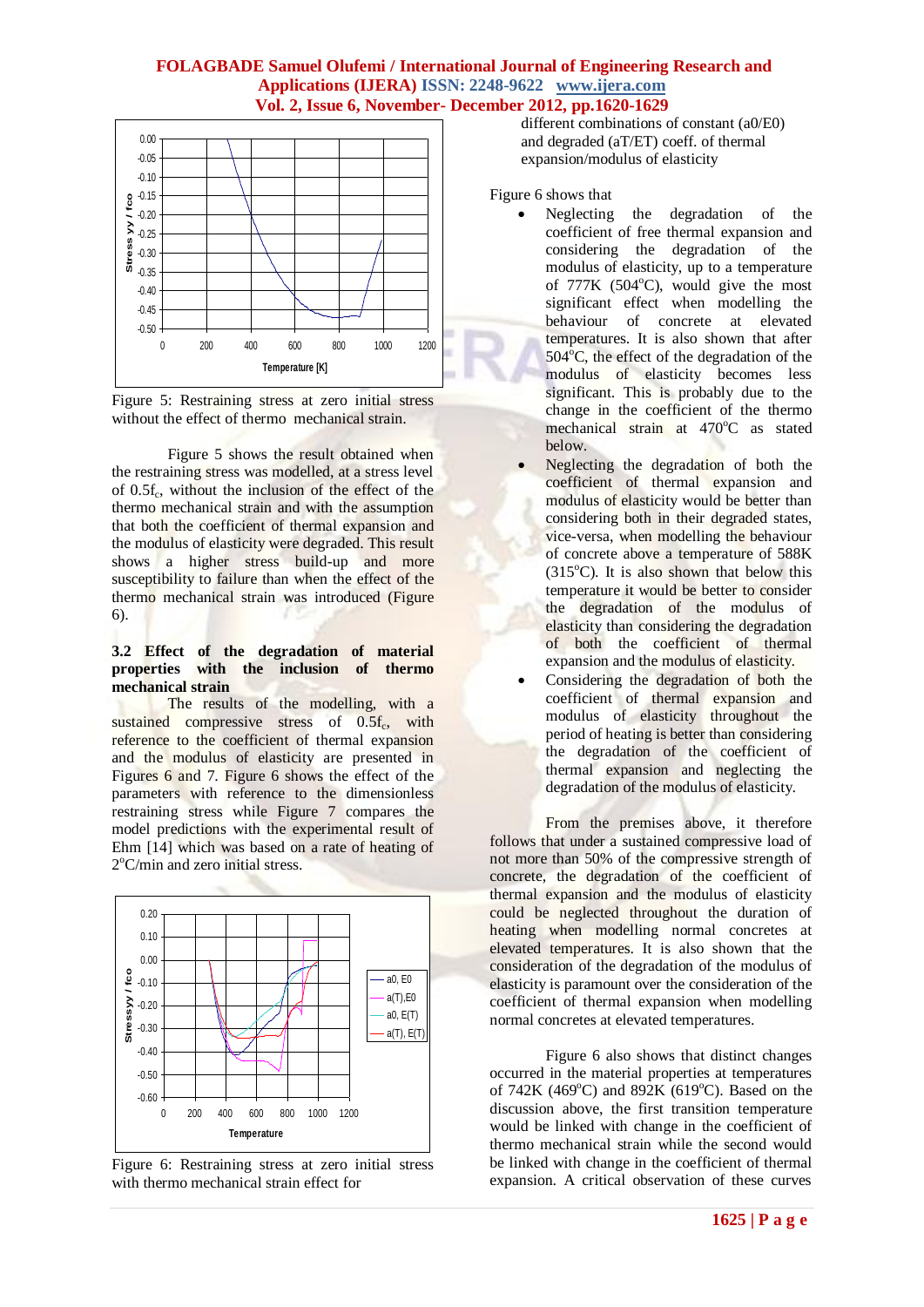Figure 5: Restraining stress at zero initial stress without the effect of thermo mechanical strain.

Figure 5 shows the result obtained when the restraining stress was modelled, at a stress level of $0.5f_c$, without the inclusion of the effect of the thermo mechanical strain and with the assumption that both the coefficient of thermal expansion and the modulus of elasticity were degraded. This result shows a higher stress build-up and more susceptibility to failure than when the effect of the thermo mechanical strain was introduced (Figure 6).

### 3.2 Effect of the degradation of material properties with the inclusion of thermo mechanical strain

The results of the modelling, with a sustained compressive stress of $0.5f_c$, with reference to the coefficient of thermal expansion and the modulus of elasticity are presented in Figures 6 and 7. Figure 6 shows the effect of the parameters with reference to the dimensionless restraining stress while Figure 7 compares the model predictions with the experimental result of Ehm [14] which was based on a rate of heating of $2^oC$/min and zero initial stress.

Figure 6: Restraining stress at zero initial stress with thermo mechanical strain effect for different combinations of constant (a0/E0) and degraded (aT/ET) coeff. of thermal expansion/modulus of elasticity

Figure 6 shows that

- Neglecting the degradation of the coefficient of free thermal expansion and considering the degradation of the modulus of elasticity, up to a temperature of 777K ($504^oC$), would give the most significant effect when modelling the behaviour of concrete at elevated temperatures. It is also shown that after $504^oC$, the effect of the degradation of the modulus of elasticity becomes less significant. This is probably due to the change in the coefficient of the thermo mechanical strain at $470^oC$ as stated below.
- Neglecting the degradation of both the coefficient of thermal expansion and modulus of elasticity would be better than considering both in their degraded states, vice-versa, when modelling the behaviour of concrete above a temperature of 588K ($315^oC$). It is also shown that below this temperature it would be better to consider the degradation of the modulus of elasticity than considering the degradation of both the coefficient of thermal expansion and the modulus of elasticity.
- Considering the degradation of both the coefficient of thermal expansion and modulus of elasticity throughout the period of heating is better than considering the degradation of the coefficient of thermal expansion and neglecting the degradation of the modulus of elasticity.

From the premises above, it therefore follows that under a sustained compressive load of not more than 50% of the compressive strength of concrete, the degradation of the coefficient of thermal expansion and the modulus of elasticity could be neglected throughout the duration of heating when modelling normal concretes at elevated temperatures. It is also shown that the consideration of the degradation of the modulus of elasticity is paramount over the consideration of the coefficient of thermal expansion when modelling normal concretes at elevated temperatures.

Figure 6 also shows that distinct changes occurred in the material properties at temperatures of 742K ($469^oC$) and 892K ($619^oC$). Based on the discussion above, the first transition temperature would be linked with change in the coefficient of thermo mechanical strain while the second would be linked with change in the coefficient of thermal expansion. A critical observation of these curves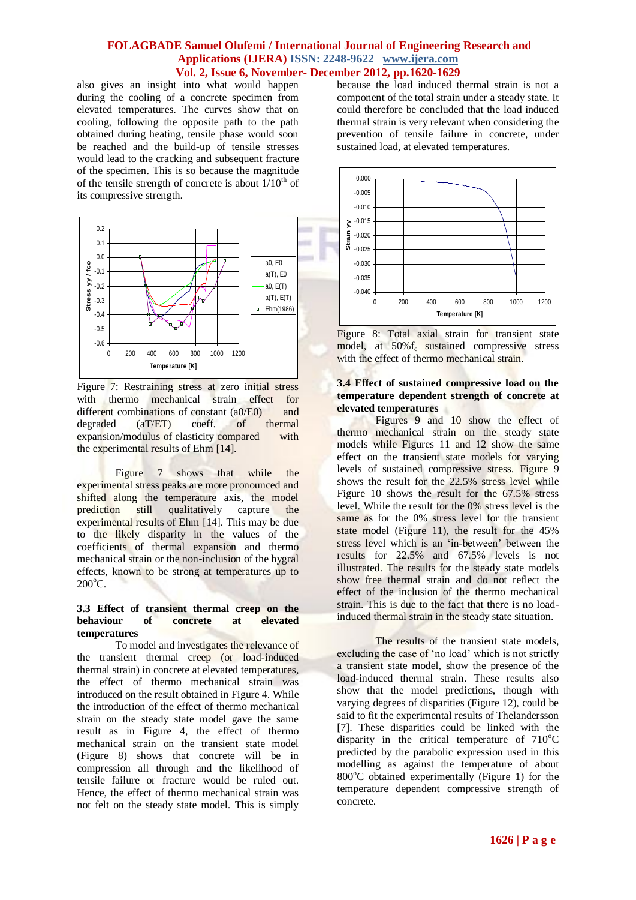also gives an insight into what would happen during the cooling of a concrete specimen from elevated temperatures. The curves show that on cooling, following the opposite path to the path obtained during heating, tensile phase would soon be reached and the build-up of tensile stresses would lead to the cracking and subsequent fracture of the specimen. This is so because the magnitude of the tensile strength of concrete is about 1/10[th] of its compressive strength.

Figure 7: Restraining stress at zero initial stress with thermo mechanical strain effect for different combinations of constant (a0/E0) and degraded (aT/ET) coeff. of thermal expansion/modulus of elasticity compared with the experimental results of Ehm [14].

Figure 7 shows that while the experimental stress peaks are more pronounced and shifted along the temperature axis, the model prediction still qualitatively capture the experimental results of Ehm [14]. This may be due to the likely disparity in the values of the coefficients of thermal expansion and thermo mechanical strain or the non-inclusion of the hygral effects, known to be strong at temperatures up to 200°C.

### 3.3 Effect of transient thermal creep on the behaviour of concrete at elevated temperatures

To model and investigates the relevance of the transient thermal creep (or load-induced thermal strain) in concrete at elevated temperatures, the effect of thermo mechanical strain was introduced on the result obtained in Figure 4. While the introduction of the effect of thermo mechanical strain on the steady state model gave the same result as in Figure 4, the effect of thermo mechanical strain on the transient state model (Figure 8) shows that concrete will be in compression all through and the likelihood of tensile failure or fracture would be ruled out. Hence, the effect of thermo mechanical strain was not felt on the steady state model. This is simply because the load induced thermal strain is not a component of the total strain under a steady state. It could therefore be concluded that the load induced thermal strain is very relevant when considering the prevention of tensile failure in concrete, under sustained load, at elevated temperatures.

Figure 8: Total axial strain for transient state model, at 50%$f_c$ sustained compressive stress with the effect of thermo mechanical strain.

### 3.4 Effect of sustained compressive load on the temperature dependent strength of concrete at elevated temperatures

Figures 9 and 10 show the effect of thermo mechanical strain on the steady state models while Figures 11 and 12 show the same effect on the transient state models for varying levels of sustained compressive stress. Figure 9 shows the result for the 22.5% stress level while Figure 10 shows the result for the 67.5% stress level. While the result for the 0% stress level is the same as for the 0% stress level for the transient state model (Figure 11), the result for the 45% stress level which is an 'in-between' between the results for 22.5% and 67.5% levels is not illustrated. The results for the steady state models show free thermal strain and do not reflect the effect of the inclusion of the thermo mechanical strain. This is due to the fact that there is no load-induced thermal strain in the steady state situation.

The results of the transient state models, excluding the case of 'no load' which is not strictly a transient state model, show the presence of the load-induced thermal strain. These results also show that the model predictions, though with varying degrees of disparities (Figure 12), could be said to fit the experimental results of Thelandersson [7]. These disparities could be linked with the disparity in the critical temperature of 710°C predicted by the parabolic expression used in this modelling as against the temperature of about 800°C obtained experimentally (Figure 1) for the temperature dependent compressive strength of concrete.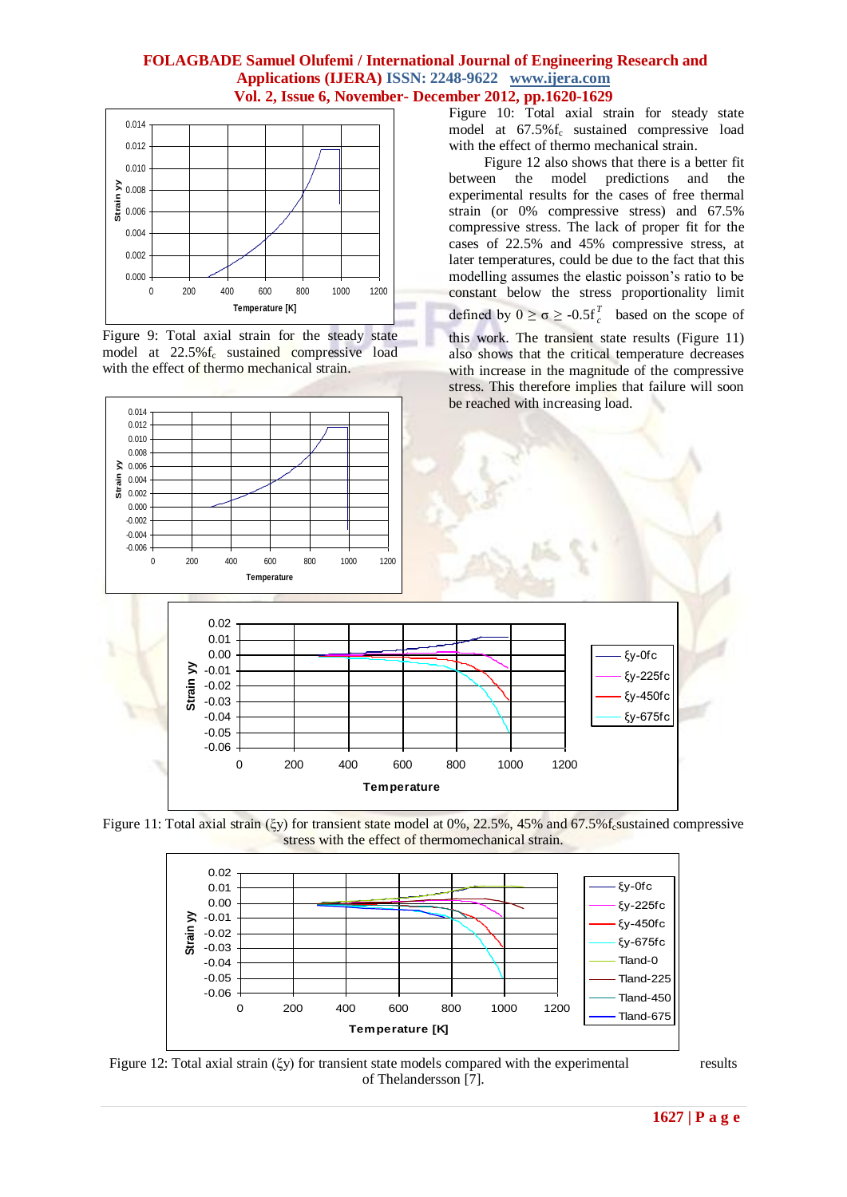Figure 9: Total axial strain for the steady state model at 22.5%$f_c$ sustained compressive load with the effect of thermo mechanical strain.

Figure 10: Total axial strain for steady state model at 67.5%$f_c$ sustained compressive load with the effect of thermo mechanical strain.

Figure 12 also shows that there is a better fit between the model predictions and the experimental results for the cases of free thermal strain (or 0% compressive stress) and 67.5% compressive stress. The lack of proper fit for the cases of 22.5% and 45% compressive stress, at later temperatures, could be due to the fact that this modelling assumes the elastic poisson's ratio to be constant below the stress proportionality limit defined by $0 \geq \sigma \geq -0.5f_c^T$ based on the scope of this work. The transient state results (Figure 11) also shows that the critical temperature decreases with increase in the magnitude of the compressive stress. This therefore implies that failure will soon be reached with increasing load.

Figure 11: Total axial strain (ξy) for transient state model at 0%, 22.5%, 45% and 67.5%$f_c$sustained compressive stress with the effect of thermomechanical strain.

Figure 12: Total axial strain (ξy) for transient state models compared with the experimental results of Thelandersson [7].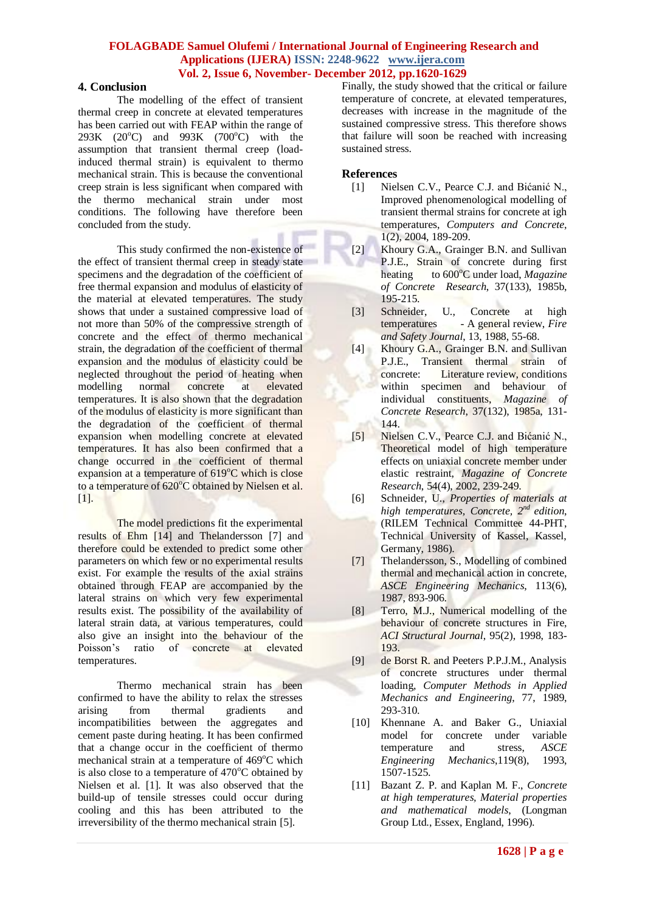## 4. Conclusion

The modelling of the effect of transient thermal creep in concrete at elevated temperatures has been carried out with FEAP within the range of 293K (20°C) and 993K (700°C) with the assumption that transient thermal creep (load-induced thermal strain) is equivalent to thermo mechanical strain. This is because the conventional creep strain is less significant when compared with the thermo mechanical strain under most conditions. The following have therefore been concluded from the study.

This study confirmed the non-existence of the effect of transient thermal creep in steady state specimens and the degradation of the coefficient of free thermal expansion and modulus of elasticity of the material at elevated temperatures. The study shows that under a sustained compressive load of not more than 50% of the compressive strength of concrete and the effect of thermo mechanical strain, the degradation of the coefficient of thermal expansion and the modulus of elasticity could be neglected throughout the period of heating when modelling normal concrete at elevated temperatures. It is also shown that the degradation of the modulus of elasticity is more significant than the degradation of the coefficient of thermal expansion when modelling concrete at elevated temperatures. It has also been confirmed that a change occurred in the coefficient of thermal expansion at a temperature of 619°C which is close to a temperature of 620°C obtained by Nielsen et al. [1].

The model predictions fit the experimental results of Ehm [14] and Thelandersson [7] and therefore could be extended to predict some other parameters on which few or no experimental results exist. For example the results of the axial strains obtained through FEAP are accompanied by the lateral strains on which very few experimental results exist. The possibility of the availability of lateral strain data, at various temperatures, could also give an insight into the behaviour of the Poisson's ratio of concrete at elevated temperatures.

Thermo mechanical strain has been confirmed to have the ability to relax the stresses arising from thermal gradients and incompatibilities between the aggregates and cement paste during heating. It has been confirmed that a change occur in the coefficient of thermo mechanical strain at a temperature of 469°C which is also close to a temperature of 470°C obtained by Nielsen et al. [1]. It was also observed that the build-up of tensile stresses could occur during cooling and this has been attributed to the irreversibility of the thermo mechanical strain [5].

Finally, the study showed that the critical or failure temperature of concrete, at elevated temperatures, decreases with increase in the magnitude of the sustained compressive stress. This therefore shows that failure will soon be reached with increasing sustained stress.

## References

[1] Nielsen C.V., Pearce C.J. and Bićanić N., Improved phenomenological modelling of transient thermal strains for concrete at igh temperatures, *Computers and Concrete*, 1(2), 2004, 189-209.

[2] Khoury G.A., Grainger B.N. and Sullivan P.J.E., Strain of concrete during first heating to 600°C under load, *Magazine of Concrete Research*, 37(133), 1985b, 195-215.

[3] Schneider, U., Concrete at high temperatures - A general review, *Fire and Safety Journal*, 13, 1988, 55-68.

[4] Khoury G.A., Grainger B.N. and Sullivan P.J.E., Transient thermal strain of concrete: Literature review, conditions within specimen and behaviour of individual constituents, *Magazine of Concrete Research*, 37(132), 1985a, 131-144.

[5] Nielsen C.V., Pearce C.J. and Bićanić N., Theoretical model of high temperature effects on uniaxial concrete member under elastic restraint, *Magazine of Concrete Research*, 54(4), 2002, 239-249.

[6] Schneider, U., *Properties of materials at high temperatures, Concrete, 2nd edition*, (RILEM Technical Committee 44-PHT, Technical University of Kassel, Kassel, Germany, 1986).

[7] Thelandersson, S., Modelling of combined thermal and mechanical action in concrete, *ASCE Engineering Mechanics*, 113(6), 1987, 893-906.

[8] Terro, M.J., Numerical modelling of the behaviour of concrete structures in Fire, *ACI Structural Journal*, 95(2), 1998, 183-193.

[9] de Borst R. and Peeters P.P.J.M., Analysis of concrete structures under thermal loading, *Computer Methods in Applied Mechanics and Engineering*, 77, 1989, 293-310.

[10] Khennane A. and Baker G., Uniaxial model for concrete under variable temperature and stress, *ASCE Engineering Mechanics*,119(8), 1993, 1507-1525.

[11] Bazant Z. P. and Kaplan M. F., *Concrete at high temperatures, Material properties and mathematical models*, (Longman Group Ltd., Essex, England, 1996).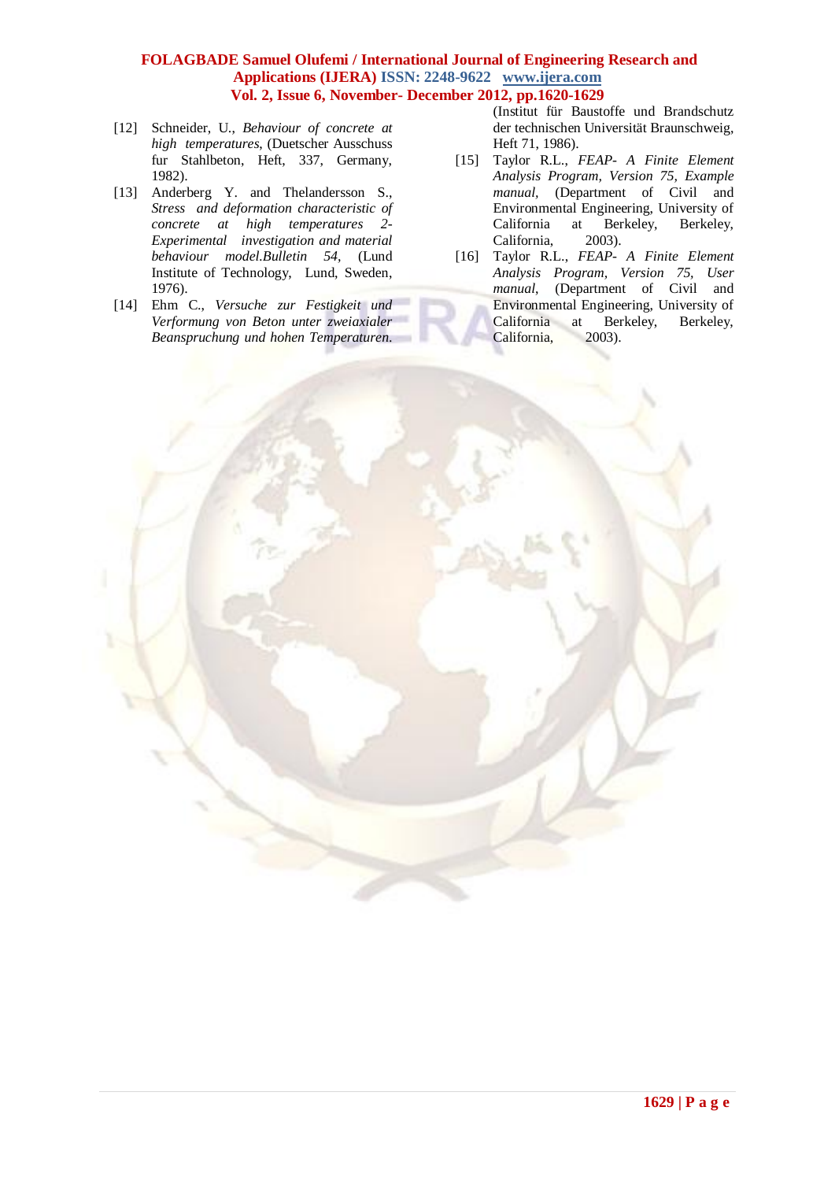[12] Schneider, U., *Behaviour of concrete at high temperatures*, (Duetscher Ausschuss fur Stahlbeton, Heft, 337, Germany, 1982).

[13] Anderberg Y. and Thelandersson S., *Stress and deformation characteristic of concrete at high temperatures 2-Experimental investigation and material behaviour model.Bulletin 54*, (Lund Institute of Technology, Lund, Sweden, 1976).

[14] Ehm C., *Versuche zur Festigkeit und Verformung von Beton unter zweiaxialer Beanspruchung und hohen Temperaturen.* (Institut für Baustoffe und Brandschutz der technischen Universität Braunschweig, Heft 71, 1986).

[15] Taylor R.L., *FEAP- A Finite Element Analysis Program, Version 75, Example manual*, (Department of Civil and Environmental Engineering, University of California at Berkeley, Berkeley, California, 2003).

[16] Taylor R.L., *FEAP- A Finite Element Analysis Program, Version 75, User manual*, (Department of Civil and Environmental Engineering, University of California at Berkeley, Berkeley, California, 2003).